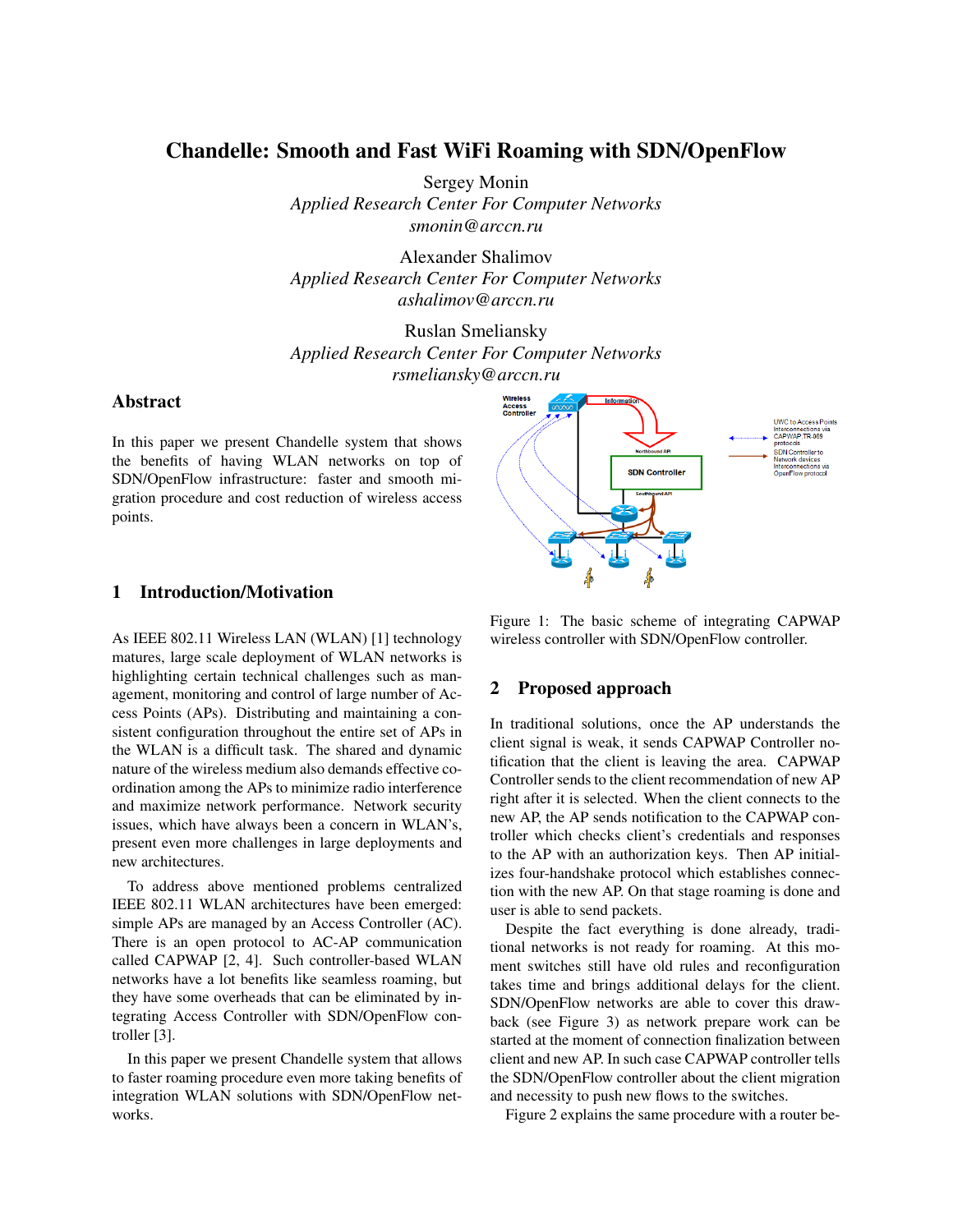# Chandelle: Smooth and Fast WiFi Roaming with SDN/OpenFlow

Sergey Monin
*Applied Research Center For Computer Networks*
*smonin@arccn.ru*

Alexander Shalimov
*Applied Research Center For Computer Networks*
*ashalimov@arccn.ru*

Ruslan Smeliansky
*Applied Research Center For Computer Networks*
*rsmeliansky@arccn.ru*

## Abstract

In this paper we present Chandelle system that shows the benefits of having WLAN networks on top of SDN/OpenFlow infrastructure: faster and smooth migration procedure and cost reduction of wireless access points.

## 1 Introduction/Motivation

As IEEE 802.11 Wireless LAN (WLAN) [1] technology matures, large scale deployment of WLAN networks is highlighting certain technical challenges such as management, monitoring and control of large number of Access Points (APs). Distributing and maintaining a consistent configuration throughout the entire set of APs in the WLAN is a difficult task. The shared and dynamic nature of the wireless medium also demands effective coordination among the APs to minimize radio interference and maximize network performance. Network security issues, which have always been a concern in WLAN's, present even more challenges in large deployments and new architectures.

To address above mentioned problems centralized IEEE 802.11 WLAN architectures have been emerged: simple APs are managed by an Access Controller (AC). There is an open protocol to AC-AP communication called CAPWAP [2, 4]. Such controller-based WLAN networks have a lot benefits like seamless roaming, but they have some overheads that can be eliminated by integrating Access Controller with SDN/OpenFlow controller [3].

In this paper we present Chandelle system that allows to faster roaming procedure even more taking benefits of integration WLAN solutions with SDN/OpenFlow networks.

Wireless Access Controller

Information

Northbound API

SDN Controller

Southbound API

UWC to Access Points Interconnections via CAPWAP TR-069 protocols

SDN Controller to Network devices Interconnections via OpenFlow protocol

Figure 1: The basic scheme of integrating CAPWAP wireless controller with SDN/OpenFlow controller.

## 2 Proposed approach

In traditional solutions, once the AP understands the client signal is weak, it sends CAPWAP Controller notification that the client is leaving the area. CAPWAP Controller sends to the client recommendation of new AP right after it is selected. When the client connects to the new AP, the AP sends notification to the CAPWAP controller which checks client's credentials and responses to the AP with an authorization keys. Then AP initializes four-handshake protocol which establishes connection with the new AP. On that stage roaming is done and user is able to send packets.

Despite the fact everything is done already, traditional networks is not ready for roaming. At this moment switches still have old rules and reconfiguration takes time and brings additional delays for the client. SDN/OpenFlow networks are able to cover this drawback (see Figure 3) as network prepare work can be started at the moment of connection finalization between client and new AP. In such case CAPWAP controller tells the SDN/OpenFlow controller about the client migration and necessity to push new flows to the switches.

Figure 2 explains the same procedure with a router be-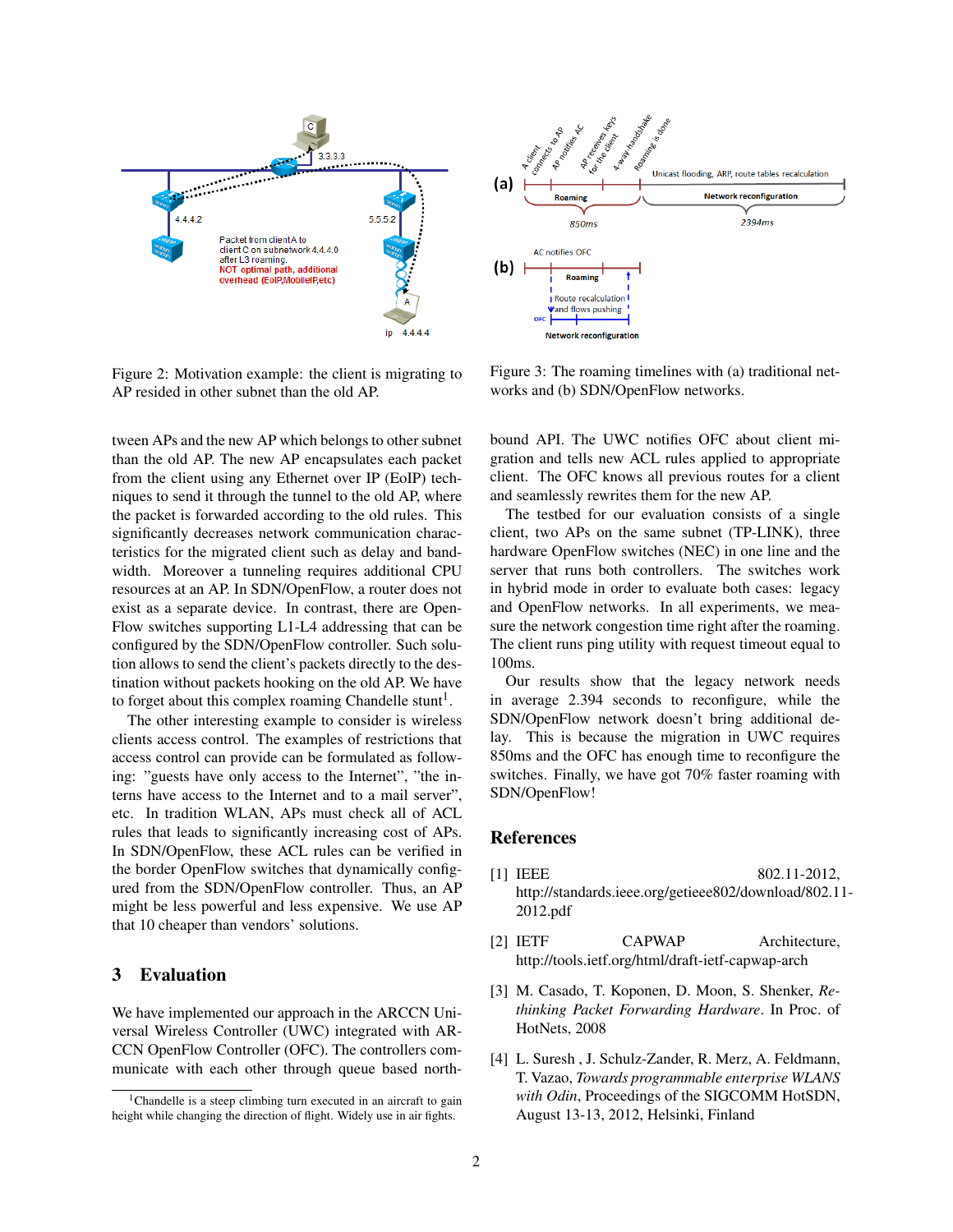3.3.3.3

4.4.4.2

5.5.5.2

Packet from client A to client C on subnetwork 4.4.4.0 after L3 roaming.
NOT optimal path, additional overhead (EoIP,MobileIP,etc)

ip 4.4.4.4

Figure 2: Motivation example: the client is migrating to AP resided in other subnet than the old AP.

(a)

A client connects to AP
AP notifies AC
AP receives keys for the client
4-way-handshake
Roaming is done

Unicast flooding, ARP, route tables recalculation

Roaming

Network reconfiguration

850ms

2394ms

(b)

AC notifies OFC

Roaming

Route recalculation and flows pushing

OFC

Network reconfiguration

Figure 3: The roaming timelines with (a) traditional networks and (b) SDN/OpenFlow networks.

tween APs and the new AP which belongs to other subnet than the old AP. The new AP encapsulates each packet from the client using any Ethernet over IP (EoIP) techniques to send it through the tunnel to the old AP, where the packet is forwarded according to the old rules. This significantly decreases network communication characteristics for the migrated client such as delay and bandwidth. Moreover a tunneling requires additional CPU resources at an AP. In SDN/OpenFlow, a router does not exist as a separate device. In contrast, there are OpenFlow switches supporting L1-L4 addressing that can be configured by the SDN/OpenFlow controller. Such solution allows to send the client's packets directly to the destination without packets hooking on the old AP. We have to forget about this complex roaming Chandelle stunt[1].

The other interesting example to consider is wireless clients access control. The examples of restrictions that access control can provide can be formulated as following: "guests have only access to the Internet", "the interns have access to the Internet and to a mail server", etc. In tradition WLAN, APs must check all of ACL rules that leads to significantly increasing cost of APs. In SDN/OpenFlow, these ACL rules can be verified in the border OpenFlow switches that dynamically configured from the SDN/OpenFlow controller. Thus, an AP might be less powerful and less expensive. We use AP that 10 cheaper than vendors' solutions.

## 3 Evaluation

We have implemented our approach in the ARCCN Universal Wireless Controller (UWC) integrated with ARCCN OpenFlow Controller (OFC). The controllers communicate with each other through queue based northbound API. The UWC notifies OFC about client migration and tells new ACL rules applied to appropriate client. The OFC knows all previous routes for a client and seamlessly rewrites them for the new AP.

The testbed for our evaluation consists of a single client, two APs on the same subnet (TP-LINK), three hardware OpenFlow switches (NEC) in one line and the server that runs both controllers. The switches work in hybrid mode in order to evaluate both cases: legacy and OpenFlow networks. In all experiments, we measure the network congestion time right after the roaming. The client runs ping utility with request timeout equal to 100ms.

Our results show that the legacy network needs in average 2.394 seconds to reconfigure, while the SDN/OpenFlow network doesn't bring additional delay. This is because the migration in UWC requires 850ms and the OFC has enough time to reconfigure the switches. Finally, we have got 70% faster roaming with SDN/OpenFlow!

[1]Chandelle is a steep climbing turn executed in an aircraft to gain height while changing the direction of flight. Widely use in air fights.

## References

[1] IEEE 802.11-2012, http://standards.ieee.org/getieee802/download/802.11-2012.pdf

[2] IETF CAPWAP Architecture, http://tools.ietf.org/html/draft-ietf-capwap-arch

[3] M. Casado, T. Koponen, D. Moon, S. Shenker, *Rethinking Packet Forwarding Hardware*. In Proc. of HotNets, 2008

[4] L. Suresh , J. Schulz-Zander, R. Merz, A. Feldmann, T. Vazao, *Towards programmable enterprise WLANS with Odin*, Proceedings of the SIGCOMM HotSDN, August 13-13, 2012, Helsinki, Finland